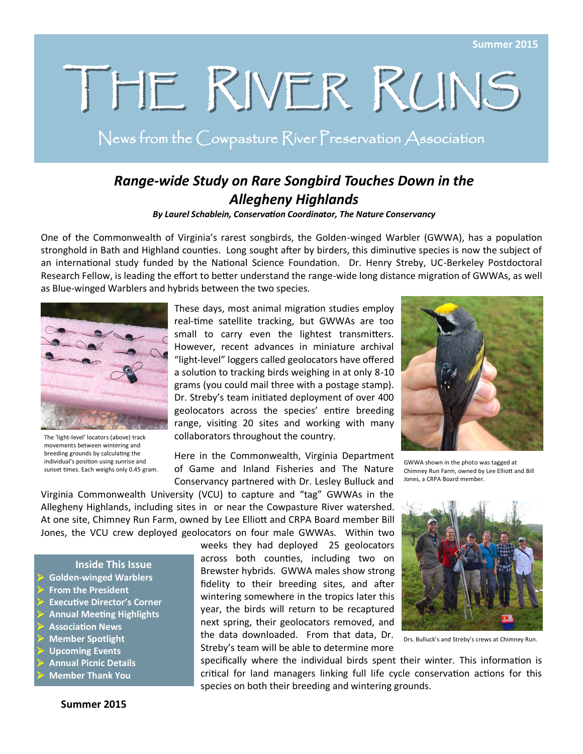# The River Runs

News from the Cowpasture River Preservation Association

## *Range-wide Study on Rare Songbird Touches Down in the Allegheny Highlands*

***By Laurel Schablein, Conservation Coordinator, The Nature Conservancy***

One of the Commonwealth of Virginia's rarest songbirds, the Golden-winged Warbler (GWWA), has a population stronghold in Bath and Highland counties. Long sought after by birders, this diminutive species is now the subject of an international study funded by the National Science Foundation. Dr. Henry Streby, UC-Berkeley Postdoctoral Research Fellow, is leading the effort to better understand the range-wide long distance migration of GWWAs, as well as Blue-winged Warblers and hybrids between the two species.

The 'light-level' locators (above) track movements between wintering and breeding grounds by calculating the individual's position using sunrise and sunset times. Each weighs only 0.45 gram.

These days, most animal migration studies employ real-time satellite tracking, but GWWAs are too small to carry even the lightest transmitters. However, recent advances in miniature archival "light-level" loggers called geolocators have offered a solution to tracking birds weighing in at only 8-10 grams (you could mail three with a postage stamp). Dr. Streby's team initiated deployment of over 400 geolocators across the species' entire breeding range, visiting 20 sites and working with many collaborators throughout the country.

GWWA shown in the photo was tagged at Chimney Run Farm, owned by Lee Elliott and Bill Jones, a CRPA Board member.

Here in the Commonwealth, Virginia Department of Game and Inland Fisheries and The Nature Conservancy partnered with Dr. Lesley Bulluck and Virginia Commonwealth University (VCU) to capture and "tag" GWWAs in the Allegheny Highlands, including sites in or near the Cowpasture River watershed. At one site, Chimney Run Farm, owned by Lee Elliott and CRPA Board member Bill Jones, the VCU crew deployed geolocators on four male GWWAs. Within two weeks they had deployed 25 geolocators across both counties, including two on Brewster hybrids. GWWA males show strong fidelity to their breeding sites, and after wintering somewhere in the tropics later this year, the birds will return to be recaptured next spring, their geolocators removed, and the data downloaded. From that data, Dr. Streby's team will be able to determine more specifically where the individual birds spent their winter. This information is critical for land managers linking full life cycle conservation actions for this species on both their breeding and wintering grounds.

Drs. Bulluck's and Streby's crews at Chimney Run.

**Inside This Issue**

- Golden-winged Warblers
- From the President
- Executive Director's Corner
- Annual Meeting Highlights
- Association News
- Member Spotlight
- Upcoming Events
- Annual Picnic Details
- Member Thank You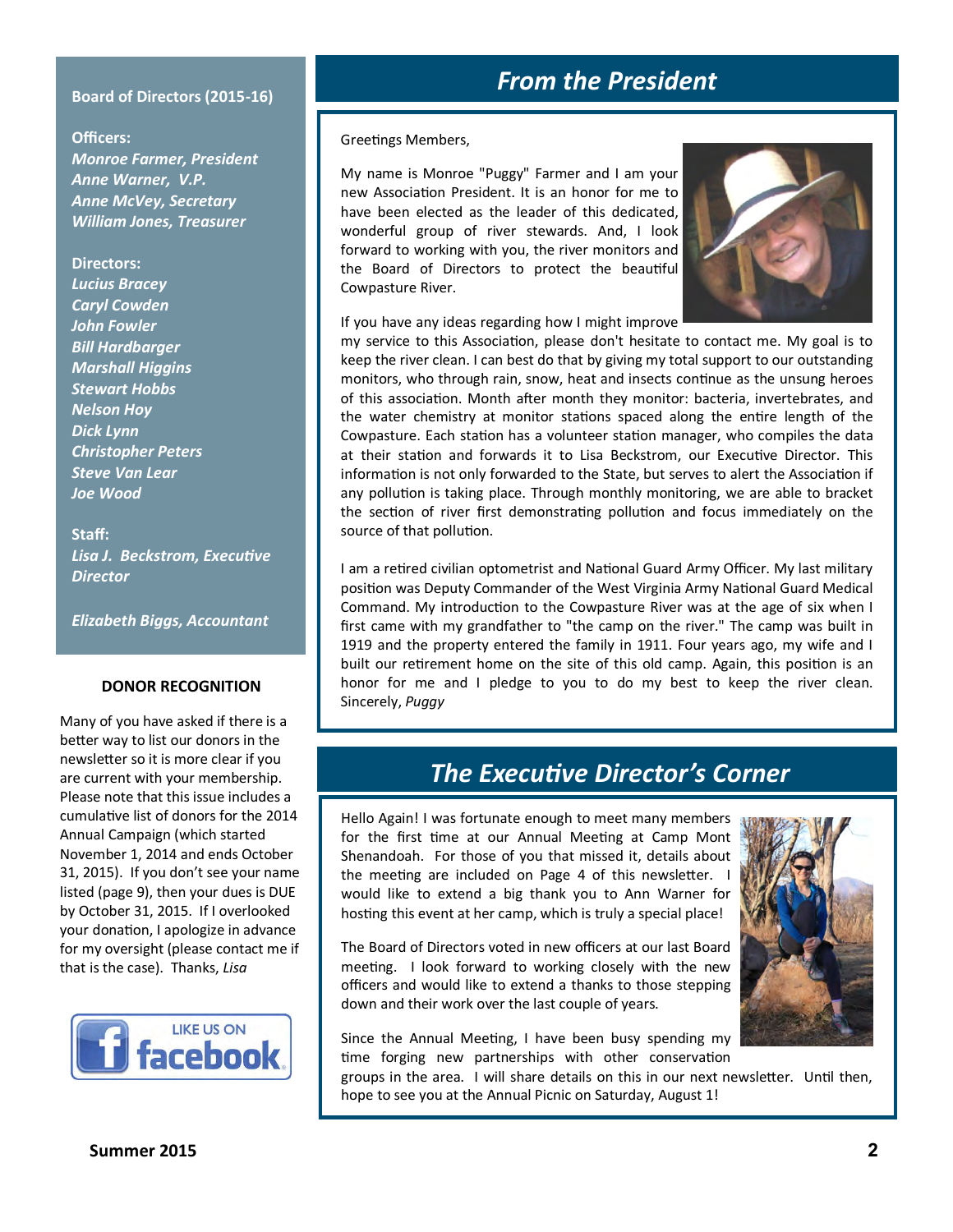**Board of Directors (2015-16)**

**Officers:**
***Monroe Farmer, President***
***Anne Warner, V.P.***
***Anne McVey, Secretary***
***William Jones, Treasurer***

**Directors:**
***Lucius Bracey***
***Caryl Cowden***
***John Fowler***
***Bill Hardbarger***
***Marshall Higgins***
***Stewart Hobbs***
***Nelson Hoy***
***Dick Lynn***
***Christopher Peters***
***Steve Van Lear***
***Joe Wood***

**Staff:**
***Lisa J. Beckstrom, Executive Director***

***Elizabeth Biggs, Accountant***

**DONOR RECOGNITION**

Many of you have asked if there is a better way to list our donors in the newsletter so it is more clear if you are current with your membership. Please note that this issue includes a cumulative list of donors for the 2014 Annual Campaign (which started November 1, 2014 and ends October 31, 2015). If you don't see your name listed (page 9), then your dues is DUE by October 31, 2015. If I overlooked your donation, I apologize in advance for my oversight (please contact me if that is the case). Thanks, *Lisa*

LIKE US ON facebook

# *From the President*

Greetings Members,

My name is Monroe "Puggy" Farmer and I am your new Association President. It is an honor for me to have been elected as the leader of this dedicated, wonderful group of river stewards. And, I look forward to working with you, the river monitors and the Board of Directors to protect the beautiful Cowpasture River.

If you have any ideas regarding how I might improve my service to this Association, please don't hesitate to contact me. My goal is to keep the river clean. I can best do that by giving my total support to our outstanding monitors, who through rain, snow, heat and insects continue as the unsung heroes of this association. Month after month they monitor: bacteria, invertebrates, and the water chemistry at monitor stations spaced along the entire length of the Cowpasture. Each station has a volunteer station manager, who compiles the data at their station and forwards it to Lisa Beckstrom, our Executive Director. This information is not only forwarded to the State, but serves to alert the Association if any pollution is taking place. Through monthly monitoring, we are able to bracket the section of river first demonstrating pollution and focus immediately on the source of that pollution.

I am a retired civilian optometrist and National Guard Army Officer. My last military position was Deputy Commander of the West Virginia Army National Guard Medical Command. My introduction to the Cowpasture River was at the age of six when I first came with my grandfather to "the camp on the river." The camp was built in 1919 and the property entered the family in 1911. Four years ago, my wife and I built our retirement home on the site of this old camp. Again, this position is an honor for me and I pledge to you to do my best to keep the river clean. Sincerely, *Puggy*

# *The Executive Director's Corner*

Hello Again! I was fortunate enough to meet many members for the first time at our Annual Meeting at Camp Mont Shenandoah. For those of you that missed it, details about the meeting are included on Page 4 of this newsletter. I would like to extend a big thank you to Ann Warner for hosting this event at her camp, which is truly a special place!

The Board of Directors voted in new officers at our last Board meeting. I look forward to working closely with the new officers and would like to extend a thanks to those stepping down and their work over the last couple of years.

Since the Annual Meeting, I have been busy spending my time forging new partnerships with other conservation groups in the area. I will share details on this in our next newsletter. Until then, hope to see you at the Annual Picnic on Saturday, August 1!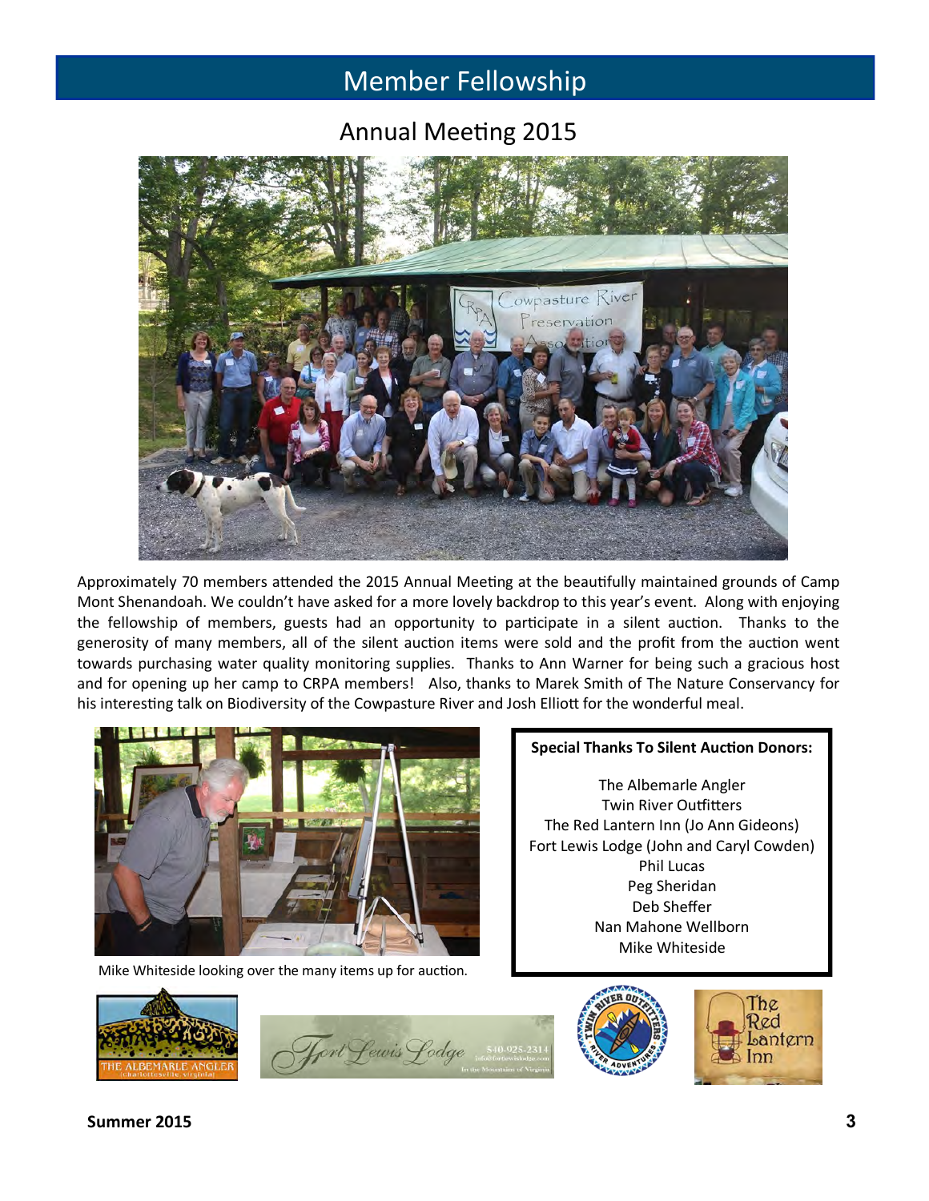# Member Fellowship

## Annual Meeting 2015

Approximately 70 members attended the 2015 Annual Meeting at the beautifully maintained grounds of Camp Mont Shenandoah. We couldn't have asked for a more lovely backdrop to this year's event. Along with enjoying the fellowship of members, guests had an opportunity to participate in a silent auction. Thanks to the generosity of many members, all of the silent auction items were sold and the profit from the auction went towards purchasing water quality monitoring supplies. Thanks to Ann Warner for being such a gracious host and for opening up her camp to CRPA members! Also, thanks to Marek Smith of The Nature Conservancy for his interesting talk on Biodiversity of the Cowpasture River and Josh Elliott for the wonderful meal.

Mike Whiteside looking over the many items up for auction.

**Special Thanks To Silent Auction Donors:**

The Albemarle Angler
Twin River Outfitters
The Red Lantern Inn (Jo Ann Gideons)
Fort Lewis Lodge (John and Caryl Cowden)
Phil Lucas
Peg Sheridan
Deb Sheffer
Nan Mahone Wellborn
Mike Whiteside

Summer 2015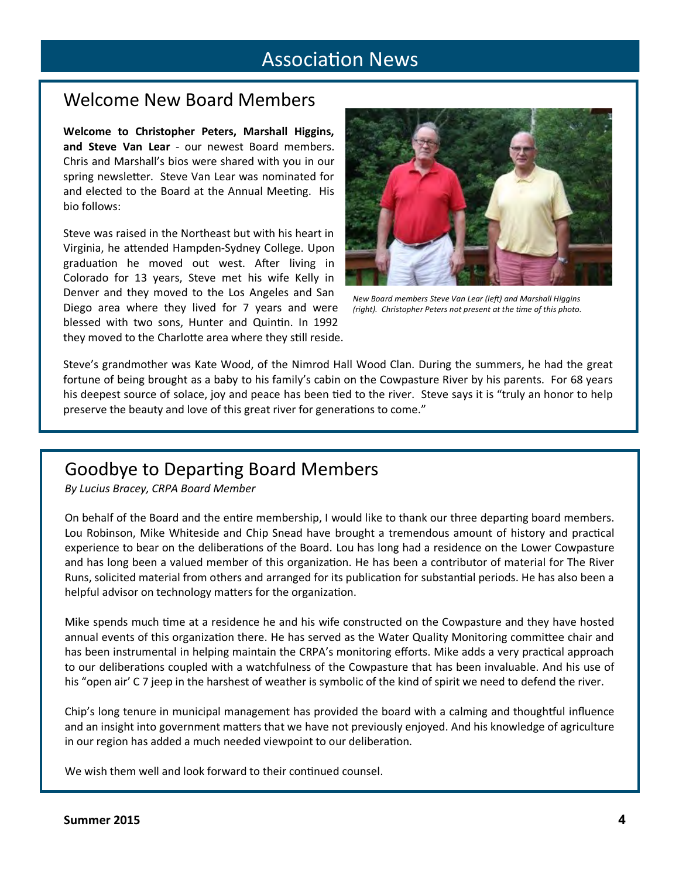# Association News

## Welcome New Board Members

**Welcome to Christopher Peters, Marshall Higgins, and Steve Van Lear** - our newest Board members. Chris and Marshall's bios were shared with you in our spring newsletter. Steve Van Lear was nominated for and elected to the Board at the Annual Meeting. His bio follows:

Steve was raised in the Northeast but with his heart in Virginia, he attended Hampden-Sydney College. Upon graduation he moved out west. After living in Colorado for 13 years, Steve met his wife Kelly in Denver and they moved to the Los Angeles and San Diego area where they lived for 7 years and were blessed with two sons, Hunter and Quintin. In 1992 they moved to the Charlotte area where they still reside.

*New Board members Steve Van Lear (left) and Marshall Higgins (right). Christopher Peters not present at the time of this photo.*

Steve's grandmother was Kate Wood, of the Nimrod Hall Wood Clan. During the summers, he had the great fortune of being brought as a baby to his family's cabin on the Cowpasture River by his parents. For 68 years his deepest source of solace, joy and peace has been tied to the river. Steve says it is "truly an honor to help preserve the beauty and love of this great river for generations to come."

## Goodbye to Departing Board Members

*By Lucius Bracey, CRPA Board Member*

On behalf of the Board and the entire membership, I would like to thank our three departing board members. Lou Robinson, Mike Whiteside and Chip Snead have brought a tremendous amount of history and practical experience to bear on the deliberations of the Board. Lou has long had a residence on the Lower Cowpasture and has long been a valued member of this organization. He has been a contributor of material for The River Runs, solicited material from others and arranged for its publication for substantial periods. He has also been a helpful advisor on technology matters for the organization.

Mike spends much time at a residence he and his wife constructed on the Cowpasture and they have hosted annual events of this organization there. He has served as the Water Quality Monitoring committee chair and has been instrumental in helping maintain the CRPA's monitoring efforts. Mike adds a very practical approach to our deliberations coupled with a watchfulness of the Cowpasture that has been invaluable. And his use of his "open air' C 7 jeep in the harshest of weather is symbolic of the kind of spirit we need to defend the river.

Chip's long tenure in municipal management has provided the board with a calming and thoughtful influence and an insight into government matters that we have not previously enjoyed. And his knowledge of agriculture in our region has added a much needed viewpoint to our deliberation.

We wish them well and look forward to their continued counsel.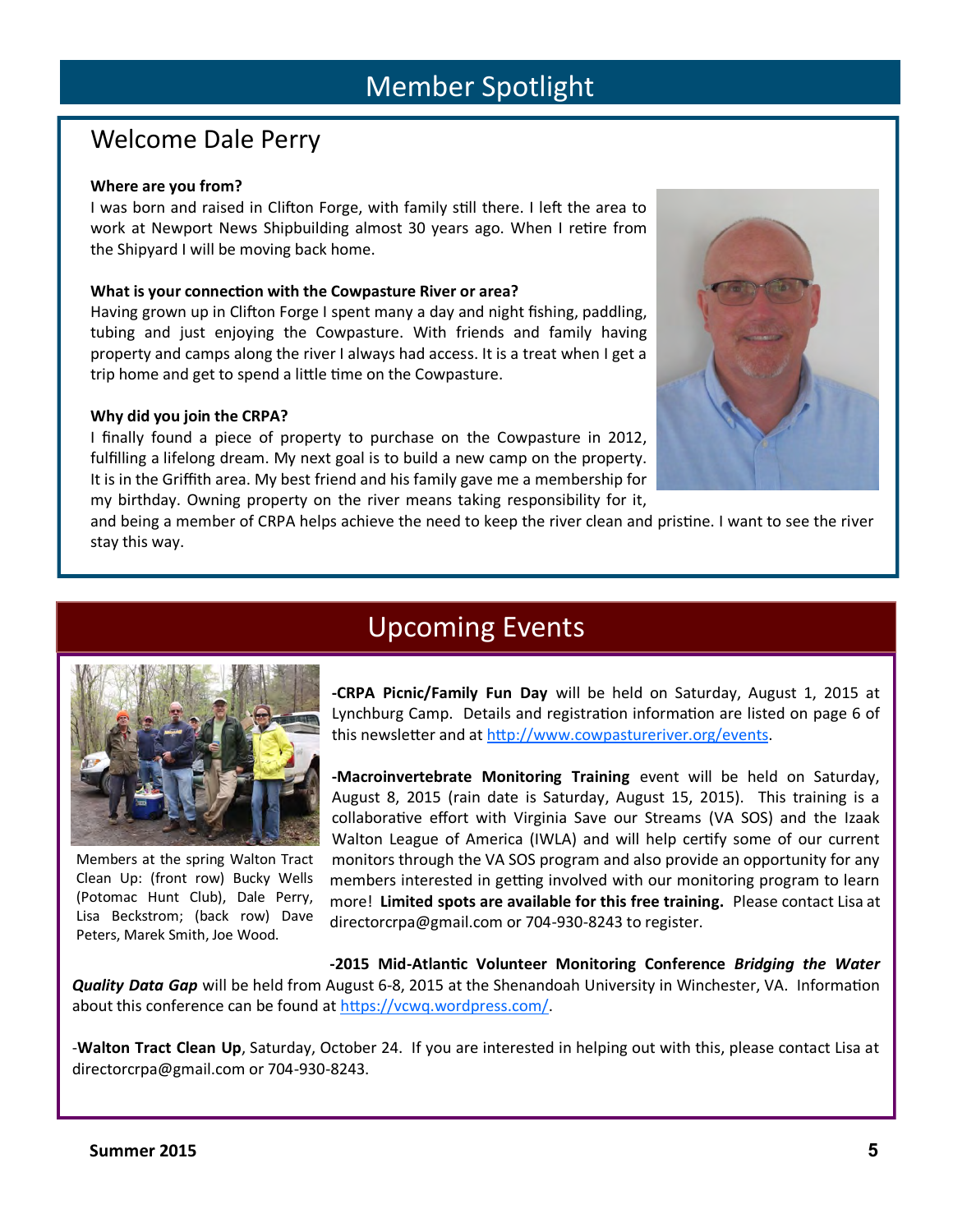# Member Spotlight

## Welcome Dale Perry

**Where are you from?**

I was born and raised in Clifton Forge, with family still there. I left the area to work at Newport News Shipbuilding almost 30 years ago. When I retire from the Shipyard I will be moving back home.

**What is your connection with the Cowpasture River or area?**

Having grown up in Clifton Forge I spent many a day and night fishing, paddling, tubing and just enjoying the Cowpasture. With friends and family having property and camps along the river I always had access. It is a treat when I get a trip home and get to spend a little time on the Cowpasture.

**Why did you join the CRPA?**

I finally found a piece of property to purchase on the Cowpasture in 2012, fulfilling a lifelong dream. My next goal is to build a new camp on the property. It is in the Griffith area. My best friend and his family gave me a membership for my birthday. Owning property on the river means taking responsibility for it, and being a member of CRPA helps achieve the need to keep the river clean and pristine. I want to see the river stay this way.

# Upcoming Events

Members at the spring Walton Tract Clean Up: (front row) Bucky Wells (Potomac Hunt Club), Dale Perry, Lisa Beckstrom; (back row) Dave Peters, Marek Smith, Joe Wood.

-**CRPA Picnic/Family Fun Day** will be held on Saturday, August 1, 2015 at Lynchburg Camp. Details and registration information are listed on page 6 of this newsletter and at http://www.cowpastureriver.org/events.

-**Macroinvertebrate Monitoring Training** event will be held on Saturday, August 8, 2015 (rain date is Saturday, August 15, 2015). This training is a collaborative effort with Virginia Save our Streams (VA SOS) and the Izaak Walton League of America (IWLA) and will help certify some of our current monitors through the VA SOS program and also provide an opportunity for any members interested in getting involved with our monitoring program to learn more! **Limited spots are available for this free training.** Please contact Lisa at directorcrpa@gmail.com or 704-930-8243 to register.

**-2015 Mid-Atlantic Volunteer Monitoring Conference *Bridging the Water Quality Data Gap*** will be held from August 6-8, 2015 at the Shenandoah University in Winchester, VA. Information about this conference can be found at https://vcwq.wordpress.com/.

-**Walton Tract Clean Up**, Saturday, October 24. If you are interested in helping out with this, please contact Lisa at directorcrpa@gmail.com or 704-930-8243.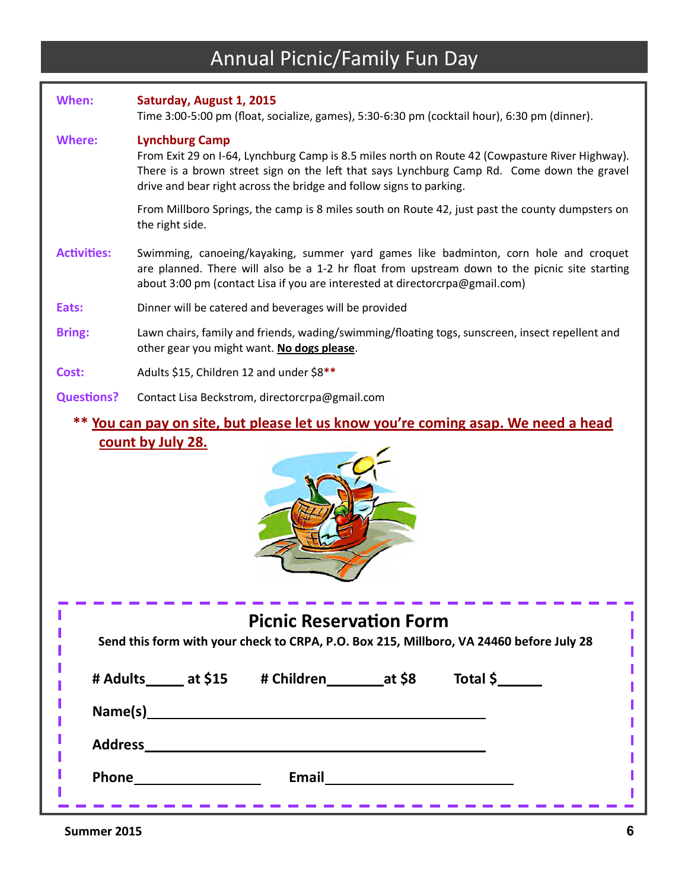# Annual Picnic/Family Fun Day

**When:** **Saturday, August 1, 2015**
Time 3:00-5:00 pm (float, socialize, games), 5:30-6:30 pm (cocktail hour), 6:30 pm (dinner).

**Where:** **Lynchburg Camp**
From Exit 29 on I-64, Lynchburg Camp is 8.5 miles north on Route 42 (Cowpasture River Highway). There is a brown street sign on the left that says Lynchburg Camp Rd. Come down the gravel drive and bear right across the bridge and follow signs to parking.

From Millboro Springs, the camp is 8 miles south on Route 42, just past the county dumpsters on the right side.

**Activities:** Swimming, canoeing/kayaking, summer yard games like badminton, corn hole and croquet are planned. There will also be a 1-2 hr float from upstream down to the picnic site starting about 3:00 pm (contact Lisa if you are interested at directorcrpa@gmail.com)

**Eats:** Dinner will be catered and beverages will be provided

**Bring:** Lawn chairs, family and friends, wading/swimming/floating togs, sunscreen, insect repellent and other gear you might want. **No dogs please**.

**Cost:** Adults $15, Children 12 and under $8**

**Questions?** Contact Lisa Beckstrom, directorcrpa@gmail.com

** **You can pay on site, but please let us know you're coming asap. We need a head count by July 28.**

## Picnic Reservation Form

**Send this form with your check to CRPA, P.O. Box 215, Millboro, VA 24460 before July 28**

**# Adults_____ at $15 # Children_______ at $8 Total $______**

**Name(s)**_______________________________________

**Address**_______________________________________

**Phone**________________ **Email**________________________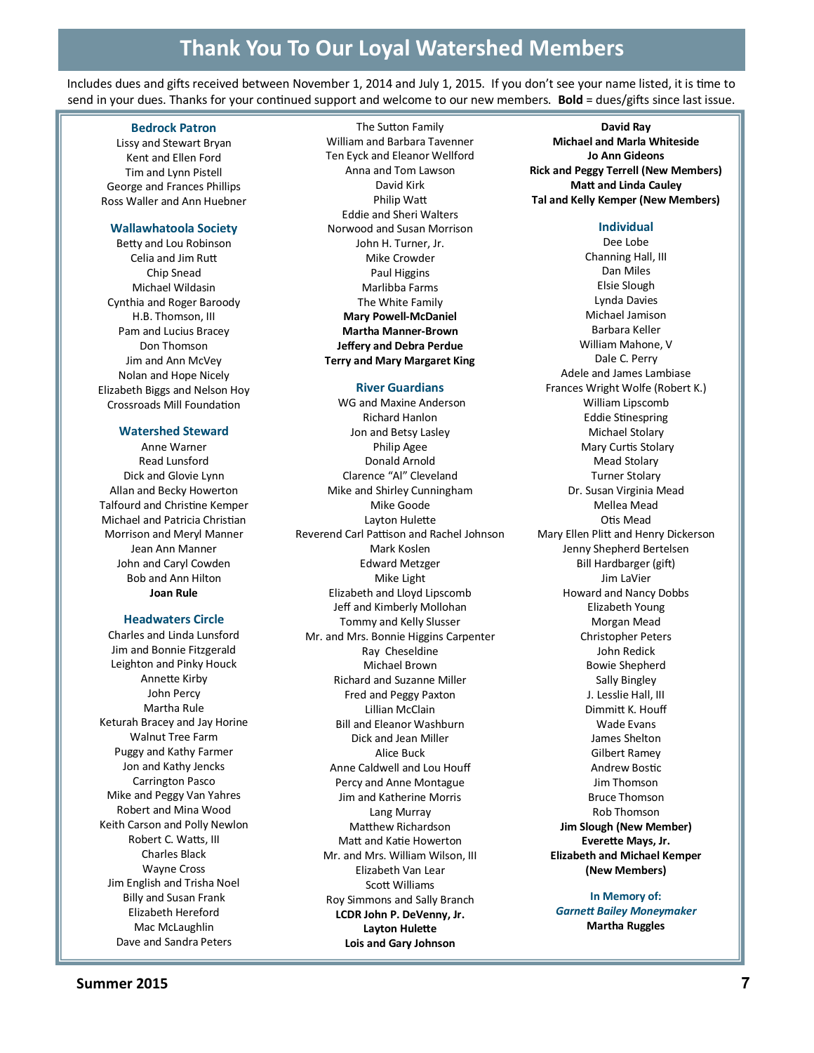# Thank You To Our Loyal Watershed Members

Includes dues and gifts received between November 1, 2014 and July 1, 2015. If you don't see your name listed, it is time to send in your dues. Thanks for your continued support and welcome to our new members. **Bold** = dues/gifts since last issue.

### Bedrock Patron

Lissy and Stewart Bryan
Kent and Ellen Ford
Tim and Lynn Pistell
George and Frances Phillips
Ross Waller and Ann Huebner

### Wallawhatoola Society

Betty and Lou Robinson
Celia and Jim Rutt
Chip Snead
Michael Wildasin
Cynthia and Roger Baroody
H.B. Thomson, III
Pam and Lucius Bracey
Don Thomson
Jim and Ann McVey
Nolan and Hope Nicely
Elizabeth Biggs and Nelson Hoy
Crossroads Mill Foundation

### Watershed Steward

Anne Warner
Read Lunsford
Dick and Glovie Lynn
Allan and Becky Howerton
Talfourd and Christine Kemper
Michael and Patricia Christian
Morrison and Meryl Manner
Jean Ann Manner
John and Caryl Cowden
Bob and Ann Hilton
**Joan Rule**

### Headwaters Circle

Charles and Linda Lunsford
Jim and Bonnie Fitzgerald
Leighton and Pinky Houck
Annette Kirby
John Percy
Martha Rule
Keturah Bracey and Jay Horine
Walnut Tree Farm
Puggy and Kathy Farmer
Jon and Kathy Jencks
Carrington Pasco
Mike and Peggy Van Yahres
Robert and Mina Wood
Keith Carson and Polly Newlon
Robert C. Watts, III
Charles Black
Wayne Cross
Jim English and Trisha Noel
Billy and Susan Frank
Elizabeth Hereford
Mac McLaughlin
Dave and Sandra Peters
The Sutton Family
William and Barbara Tavenner
Ten Eyck and Eleanor Wellford
Anna and Tom Lawson
David Kirk
Philip Watt
Eddie and Sheri Walters
Norwood and Susan Morrison
John H. Turner, Jr.
Mike Crowder
Paul Higgins
Marlibba Farms
The White Family
**Mary Powell-McDaniel**
**Martha Manner-Brown**
**Jeffery and Debra Perdue**
**Terry and Mary Margaret King**

### River Guardians

WG and Maxine Anderson
Richard Hanlon
Jon and Betsy Lasley
Philip Agee
Donald Arnold
Clarence "Al" Cleveland
Mike and Shirley Cunningham
Mike Goode
Layton Hulette
Reverend Carl Pattison and Rachel Johnson
Mark Koslen
Edward Metzger
Mike Light
Elizabeth and Lloyd Lipscomb
Jeff and Kimberly Mollohan
Tommy and Kelly Slusser
Mr. and Mrs. Bonnie Higgins Carpenter
Ray Cheseldine
Michael Brown
Richard and Suzanne Miller
Fred and Peggy Paxton
Lillian McClain
Bill and Eleanor Washburn
Dick and Jean Miller
Alice Buck
Anne Caldwell and Lou Houff
Percy and Anne Montague
Jim and Katherine Morris
Lang Murray
Matthew Richardson
Matt and Katie Howerton
Mr. and Mrs. William Wilson, III
Elizabeth Van Lear
Scott Williams
Roy Simmons and Sally Branch
**LCDR John P. DeVenny, Jr.**
**Layton Hulette**
**Lois and Gary Johnson**
**David Ray**
**Michael and Marla Whiteside**
**Jo Ann Gideons**
**Rick and Peggy Terrell (New Members)**
**Matt and Linda Cauley**
**Tal and Kelly Kemper (New Members)**

### Individual

Dee Lobe
Channing Hall, III
Dan Miles
Elsie Slough
Lynda Davies
Michael Jamison
Barbara Keller
William Mahone, V
Dale C. Perry
Adele and James Lambiase
Frances Wright Wolfe (Robert K.)
William Lipscomb
Eddie Stinespring
Michael Stolary
Mary Curtis Stolary
Mead Stolary
Turner Stolary
Dr. Susan Virginia Mead
Mellea Mead
Otis Mead
Mary Ellen Plitt and Henry Dickerson
Jenny Shepherd Bertelsen
Bill Hardbarger (gift)
Jim LaVier
Howard and Nancy Dobbs
Elizabeth Young
Morgan Mead
Christopher Peters
John Redick
Bowie Shepherd
Sally Bingley
J. Lesslie Hall, III
Dimmitt K. Houff
Wade Evans
James Shelton
Gilbert Ramey
Andrew Bostic
Jim Thomson
Bruce Thomson
Rob Thomson
**Jim Slough (New Member)**
**Everette Mays, Jr.**
**Elizabeth and Michael Kemper (New Members)**

### In Memory of:

***Garnett Bailey Moneymaker***
**Martha Ruggles**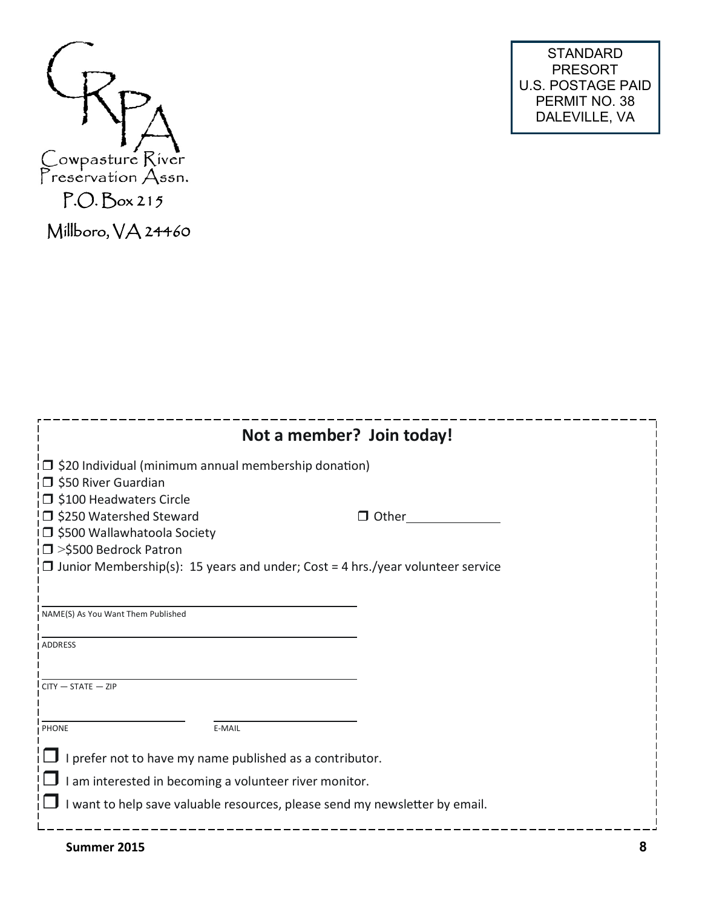CRPA

Cowpasture River Preservation Assn.

P.O. Box 215

Millboro, VA 24460

STANDARD PRESORT
U.S. POSTAGE PAID
PERMIT NO. 38
DALEVILLE, VA

## Not a member? Join today!

- ❒ $20 Individual (minimum annual membership donation)
- ❒ $50 River Guardian
- ❒ $100 Headwaters Circle
- ❒ $250 Watershed Steward
- ❒ $500 Wallawhatoola Society
- ❒ >$500 Bedrock Patron
- ❒ Other ____________
- ❒ Junior Membership(s): 15 years and under; Cost = 4 hrs./year volunteer service

NAME(S) As You Want Them Published ____________

ADDRESS ____________

CITY — STATE — ZIP ____________

PHONE ____________ E-MAIL ____________

- ❒ I prefer not to have my name published as a contributor.
- ❒ I am interested in becoming a volunteer river monitor.
- ❒ I want to help save valuable resources, please send my newsletter by email.

**Summer 2015**